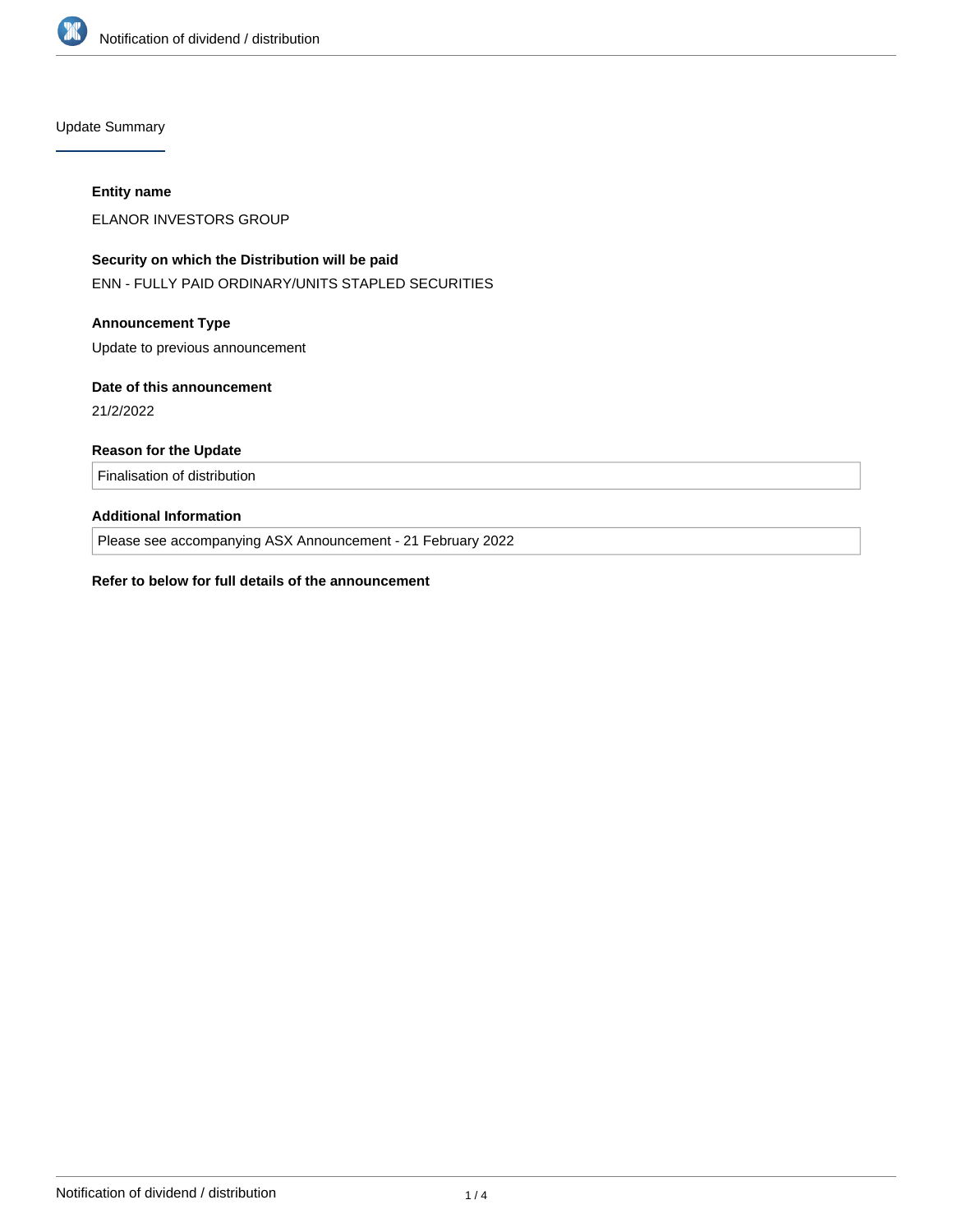Update Summary

**Entity name**

ELANOR INVESTORS GROUP

**Security on which the Distribution will be paid**

ENN - FULLY PAID ORDINARY/UNITS STAPLED SECURITIES

**Announcement Type**

Update to previous announcement

**Date of this announcement**

21/2/2022

**Reason for the Update**

Finalisation of distribution

**Additional Information**

Please see accompanying ASX Announcement - 21 February 2022

**Refer to below for full details of the announcement**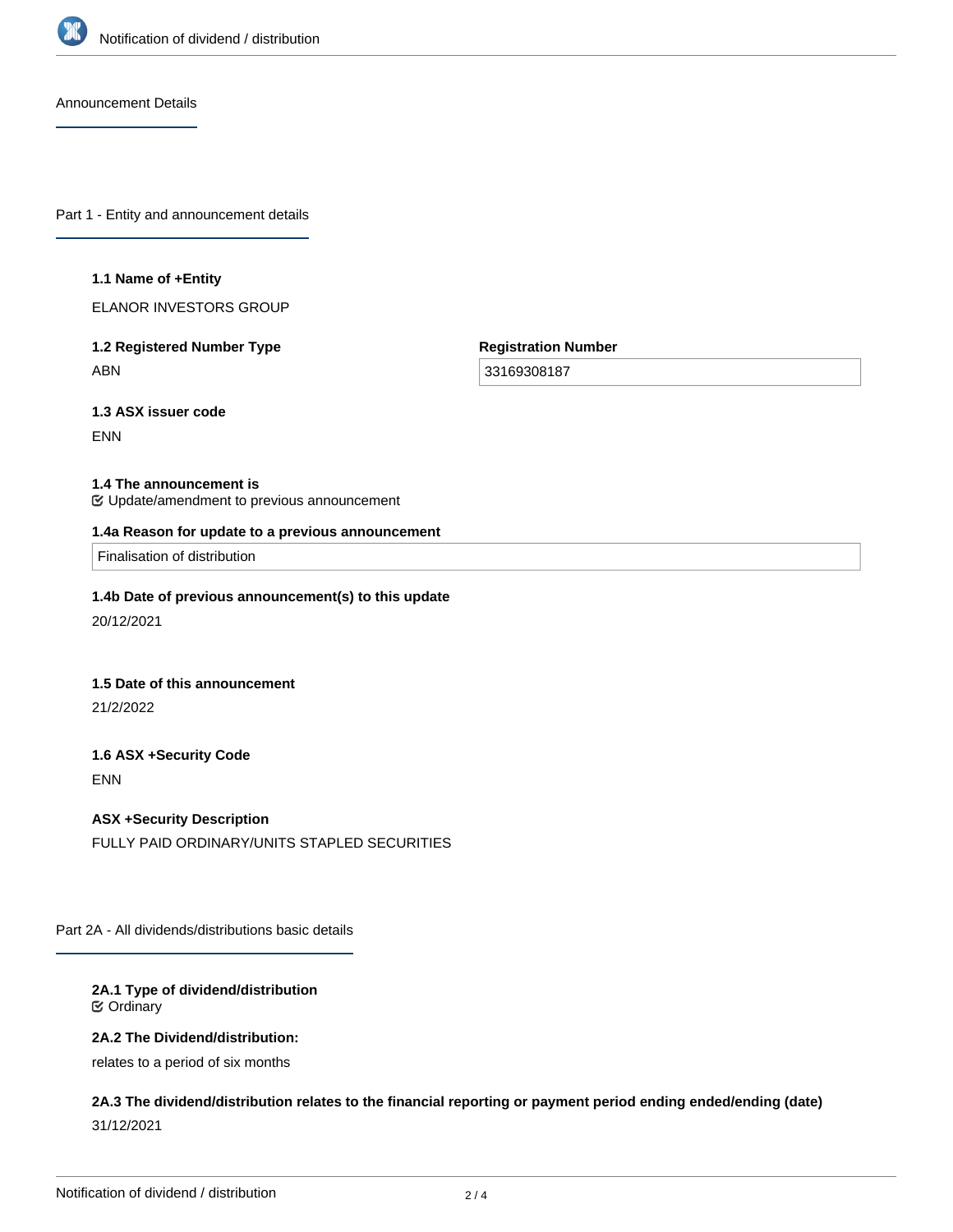Announcement Details

## Part 1 - Entity and announcement details

**1.1 Name of +Entity**

ELANOR INVESTORS GROUP

**1.2 Registered Number Type**

ABN

**Registration Number**

33169308187

**1.3 ASX issuer code**

ENN

**1.4 The announcement is**

☑ Update/amendment to previous announcement

**1.4a Reason for update to a previous announcement**

Finalisation of distribution

**1.4b Date of previous announcement(s) to this update**

20/12/2021

**1.5 Date of this announcement**

21/2/2022

**1.6 ASX +Security Code**

ENN

**ASX +Security Description**

FULLY PAID ORDINARY/UNITS STAPLED SECURITIES

## Part 2A - All dividends/distributions basic details

**2A.1 Type of dividend/distribution**

☑ Ordinary

**2A.2 The Dividend/distribution:**

relates to a period of six months

**2A.3 The dividend/distribution relates to the financial reporting or payment period ending ended/ending (date)**

31/12/2021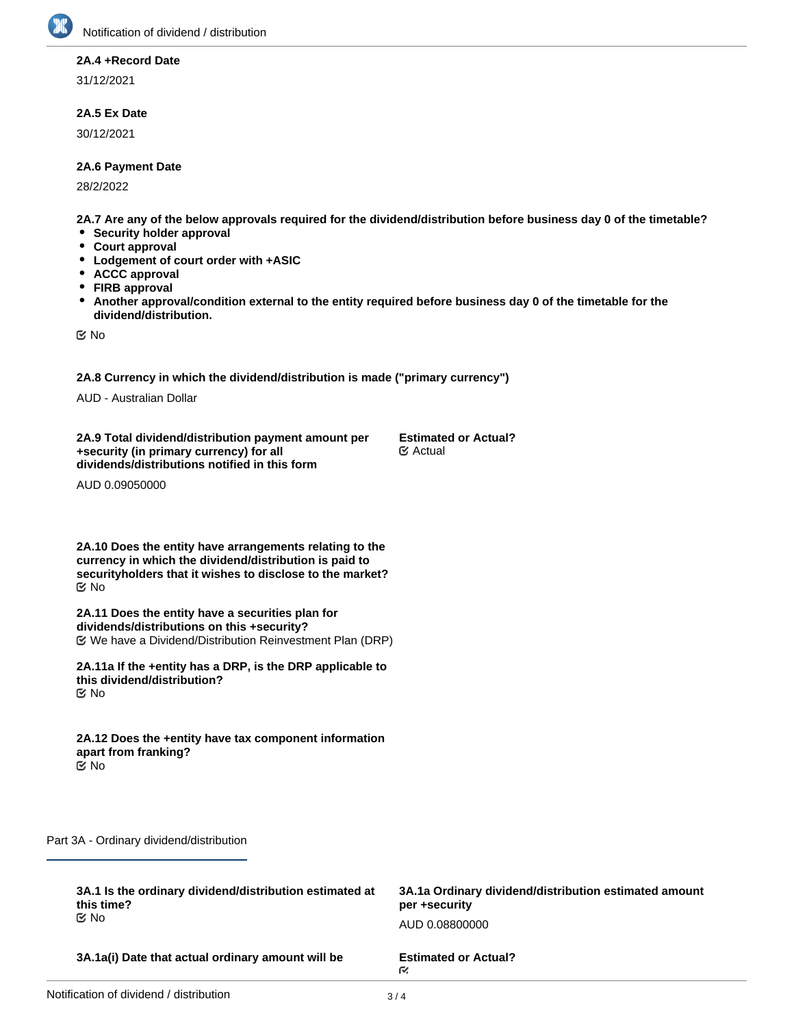**2A.4 +Record Date**

31/12/2021

**2A.5 Ex Date**

30/12/2021

**2A.6 Payment Date**

28/2/2022

**2A.7 Are any of the below approvals required for the dividend/distribution before business day 0 of the timetable?**

- **Security holder approval**
- **Court approval**
- **Lodgement of court order with +ASIC**
- **ACCC approval**
- **FIRB approval**
- **Another approval/condition external to the entity required before business day 0 of the timetable for the dividend/distribution.**

No

**2A.8 Currency in which the dividend/distribution is made ("primary currency")**

AUD - Australian Dollar

**2A.9 Total dividend/distribution payment amount per +security (in primary currency) for all dividends/distributions notified in this form**

AUD 0.09050000

**Estimated or Actual?**

Actual

**2A.10 Does the entity have arrangements relating to the currency in which the dividend/distribution is paid to securityholders that it wishes to disclose to the market?**

No

**2A.11 Does the entity have a securities plan for dividends/distributions on this +security?**

We have a Dividend/Distribution Reinvestment Plan (DRP)

**2A.11a If the +entity has a DRP, is the DRP applicable to this dividend/distribution?**

No

**2A.12 Does the +entity have tax component information apart from franking?**

No

## Part 3A - Ordinary dividend/distribution

**3A.1 Is the ordinary dividend/distribution estimated at this time?**

No

**3A.1a Ordinary dividend/distribution estimated amount per +security**

AUD 0.08800000

**3A.1a(i) Date that actual ordinary amount will be**

**Estimated or Actual?**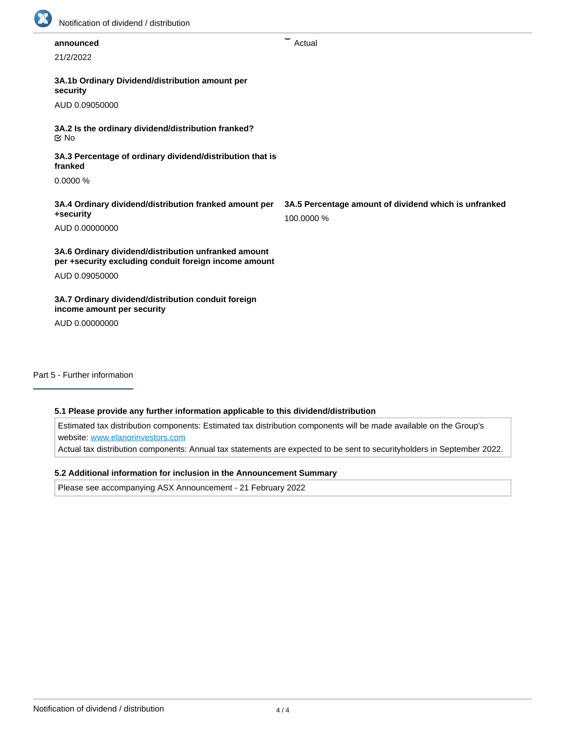**announced**

21/2/2022

Actual

**3A.1b Ordinary Dividend/distribution amount per security**

AUD 0.09050000

**3A.2 Is the ordinary dividend/distribution franked?**

No

**3A.3 Percentage of ordinary dividend/distribution that is franked**

0.0000 %

**3A.4 Ordinary dividend/distribution franked amount per +security**

AUD 0.00000000

**3A.5 Percentage amount of dividend which is unfranked**

100.0000 %

**3A.6 Ordinary dividend/distribution unfranked amount per +security excluding conduit foreign income amount**

AUD 0.09050000

**3A.7 Ordinary dividend/distribution conduit foreign income amount per security**

AUD 0.00000000

## Part 5 - Further information

**5.1 Please provide any further information applicable to this dividend/distribution**

Estimated tax distribution components: Estimated tax distribution components will be made available on the Group's website: www.elanorinvestors.com
Actual tax distribution components: Annual tax statements are expected to be sent to securityholders in September 2022.

**5.2 Additional information for inclusion in the Announcement Summary**

Please see accompanying ASX Announcement - 21 February 2022